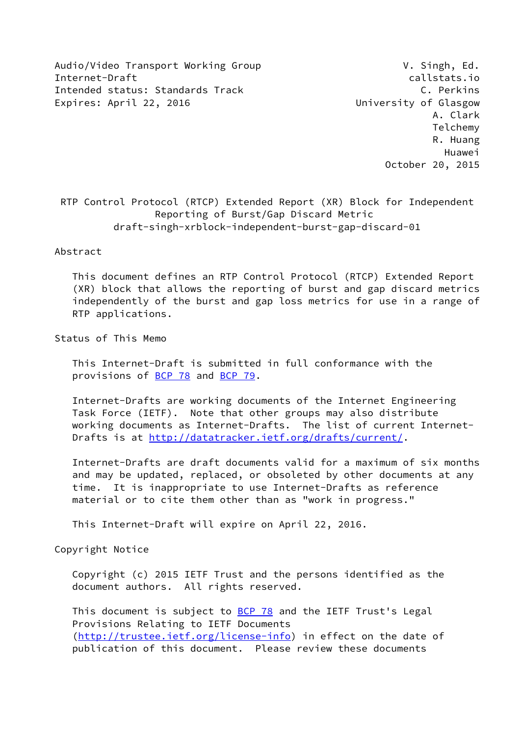Audio/Video Transport Working Group V. Singh, Ed.
Internet-Draft callstats.io
Intended status: Standards Track C. Perkins
Expires: April 22, 2016 University of Glasgow
A. Clark
Telchemy
R. Huang
Huawei
October 20, 2015

# RTP Control Protocol (RTCP) Extended Report (XR) Block for Independent Reporting of Burst/Gap Discard Metric
## draft-singh-xrblock-independent-burst-gap-discard-01

## Abstract

This document defines an RTP Control Protocol (RTCP) Extended Report (XR) block that allows the reporting of burst and gap discard metrics independently of the burst and gap loss metrics for use in a range of RTP applications.

## Status of This Memo

This Internet-Draft is submitted in full conformance with the provisions of BCP 78 and BCP 79.

Internet-Drafts are working documents of the Internet Engineering Task Force (IETF). Note that other groups may also distribute working documents as Internet-Drafts. The list of current Internet-Drafts is at http://datatracker.ietf.org/drafts/current/.

Internet-Drafts are draft documents valid for a maximum of six months and may be updated, replaced, or obsoleted by other documents at any time. It is inappropriate to use Internet-Drafts as reference material or to cite them other than as "work in progress."

This Internet-Draft will expire on April 22, 2016.

## Copyright Notice

Copyright (c) 2015 IETF Trust and the persons identified as the document authors. All rights reserved.

This document is subject to BCP 78 and the IETF Trust's Legal Provisions Relating to IETF Documents (http://trustee.ietf.org/license-info) in effect on the date of publication of this document. Please review these documents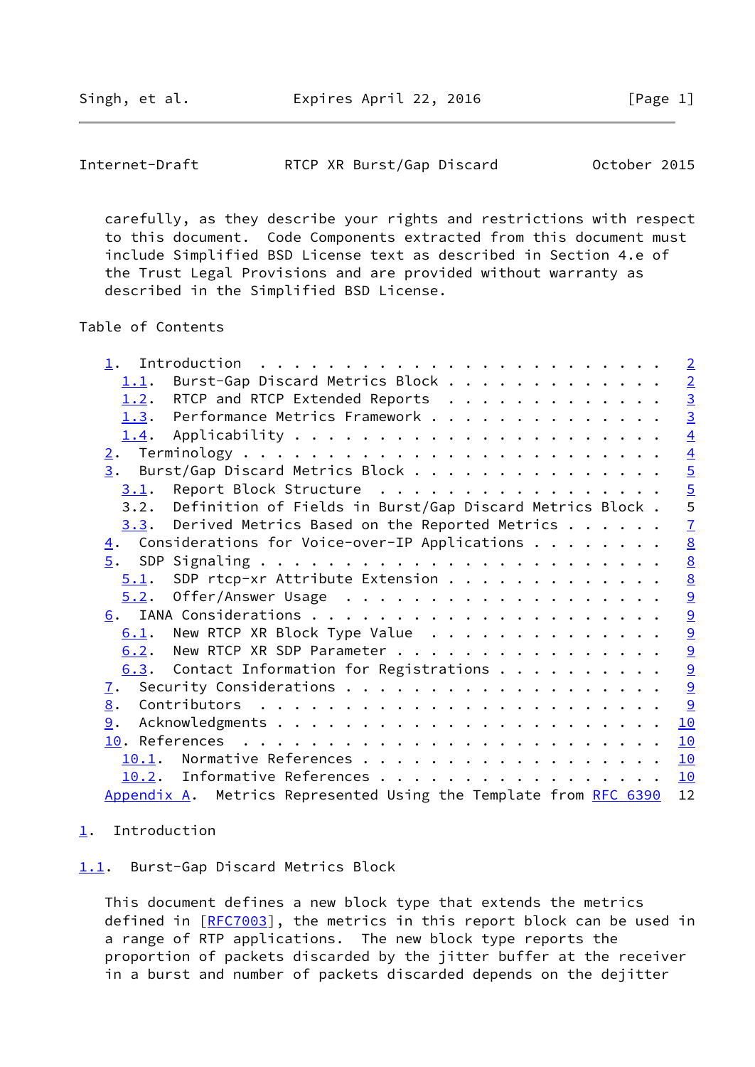carefully, as they describe your rights and restrictions with respect to this document. Code Components extracted from this document must include Simplified BSD License text as described in Section 4.e of the Trust Legal Provisions and are provided without warranty as described in the Simplified BSD License.

Table of Contents

```
   1.  Introduction . . . . . . . . . . . . . . . . . . . . . . . .   2
     1.1.  Burst-Gap Discard Metrics Block . . . . . . . . . . . . .   2
     1.2.  RTCP and RTCP Extended Reports  . . . . . . . . . . . . .   3
     1.3.  Performance Metrics Framework . . . . . . . . . . . . . .   3
     1.4.  Applicability . . . . . . . . . . . . . . . . . . . . . .   4
   2.  Terminology . . . . . . . . . . . . . . . . . . . . . . . . .   4
   3.  Burst/Gap Discard Metrics Block . . . . . . . . . . . . . . .   5
     3.1.  Report Block Structure  . . . . . . . . . . . . . . . . .   5
     3.2.  Definition of Fields in Burst/Gap Discard Metrics Block .   5
     3.3.  Derived Metrics Based on the Reported Metrics . . . . . .   7
   4.  Considerations for Voice-over-IP Applications . . . . . . . .   8
   5.  SDP Signaling . . . . . . . . . . . . . . . . . . . . . . . .   8
     5.1.  SDP rtcp-xr Attribute Extension . . . . . . . . . . . . .   8
     5.2.  Offer/Answer Usage  . . . . . . . . . . . . . . . . . . .   9
   6.  IANA Considerations . . . . . . . . . . . . . . . . . . . . .   9
     6.1.  New RTCP XR Block Type Value  . . . . . . . . . . . . . .   9
     6.2.  New RTCP XR SDP Parameter . . . . . . . . . . . . . . . .   9
     6.3.  Contact Information for Registrations . . . . . . . . . .   9
   7.  Security Considerations . . . . . . . . . . . . . . . . . . .   9
   8.  Contributors  . . . . . . . . . . . . . . . . . . . . . . . .   9
   9.  Acknowledgments . . . . . . . . . . . . . . . . . . . . . . .  10
   10. References  . . . . . . . . . . . . . . . . . . . . . . . . .  10
     10.1.  Normative References . . . . . . . . . . . . . . . . . .  10
     10.2.  Informative References . . . . . . . . . . . . . . . . .  10
   Appendix A.  Metrics Represented Using the Template from RFC 6390   12
```

## 1. Introduction

### 1.1. Burst-Gap Discard Metrics Block

This document defines a new block type that extends the metrics defined in [RFC7003], the metrics in this report block can be used in a range of RTP applications. The new block type reports the proportion of packets discarded by the jitter buffer at the receiver in a burst and number of packets discarded depends on the dejitter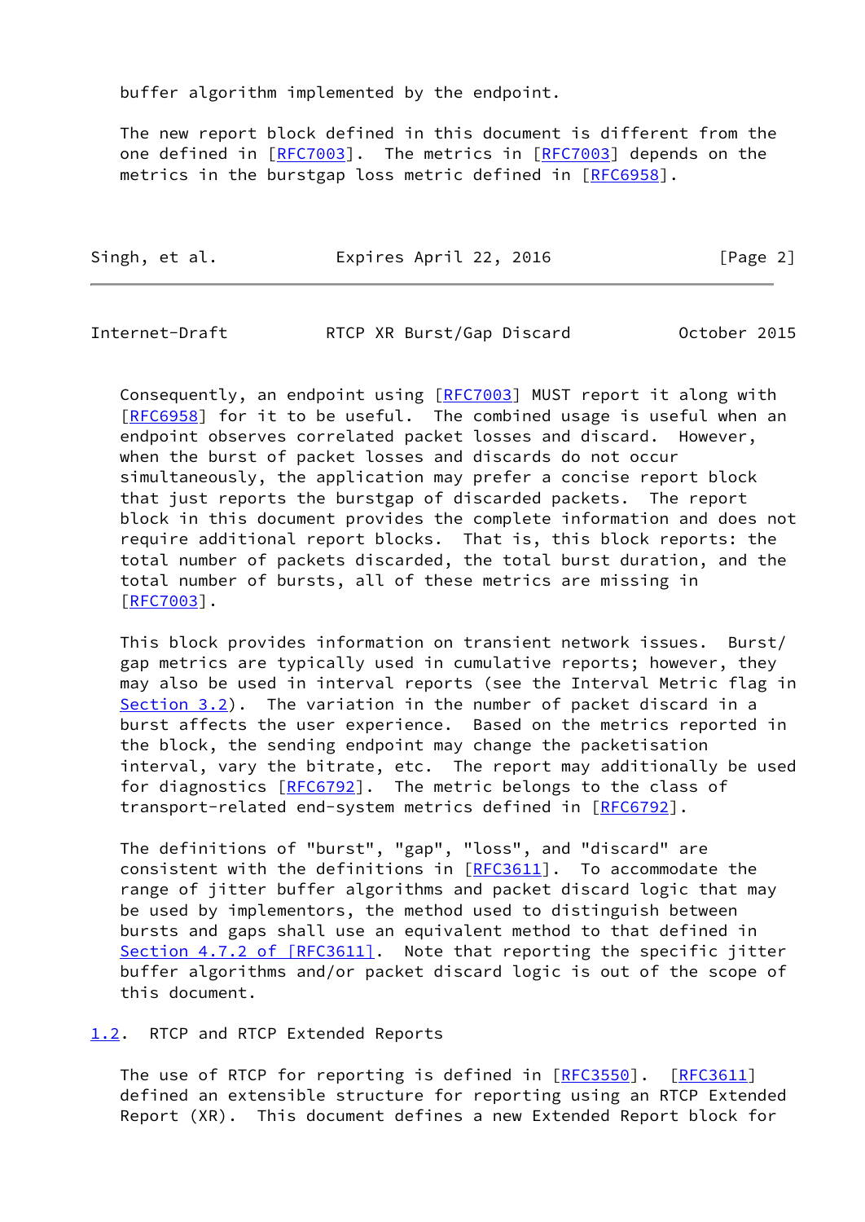buffer algorithm implemented by the endpoint.

The new report block defined in this document is different from the one defined in [RFC7003]. The metrics in [RFC7003] depends on the metrics in the burstgap loss metric defined in [RFC6958].

Consequently, an endpoint using [RFC7003] MUST report it along with [RFC6958] for it to be useful. The combined usage is useful when an endpoint observes correlated packet losses and discard. However, when the burst of packet losses and discards do not occur simultaneously, the application may prefer a concise report block that just reports the burstgap of discarded packets. The report block in this document provides the complete information and does not require additional report blocks. That is, this block reports: the total number of packets discarded, the total burst duration, and the total number of bursts, all of these metrics are missing in [RFC7003].

This block provides information on transient network issues. Burst/gap metrics are typically used in cumulative reports; however, they may also be used in interval reports (see the Interval Metric flag in Section 3.2). The variation in the number of packet discard in a burst affects the user experience. Based on the metrics reported in the block, the sending endpoint may change the packetisation interval, vary the bitrate, etc. The report may additionally be used for diagnostics [RFC6792]. The metric belongs to the class of transport-related end-system metrics defined in [RFC6792].

The definitions of "burst", "gap", "loss", and "discard" are consistent with the definitions in [RFC3611]. To accommodate the range of jitter buffer algorithms and packet discard logic that may be used by implementors, the method used to distinguish between bursts and gaps shall use an equivalent method to that defined in Section 4.7.2 of [RFC3611]. Note that reporting the specific jitter buffer algorithms and/or packet discard logic is out of the scope of this document.

## 1.2. RTCP and RTCP Extended Reports

The use of RTCP for reporting is defined in [RFC3550]. [RFC3611] defined an extensible structure for reporting using an RTCP Extended Report (XR). This document defines a new Extended Report block for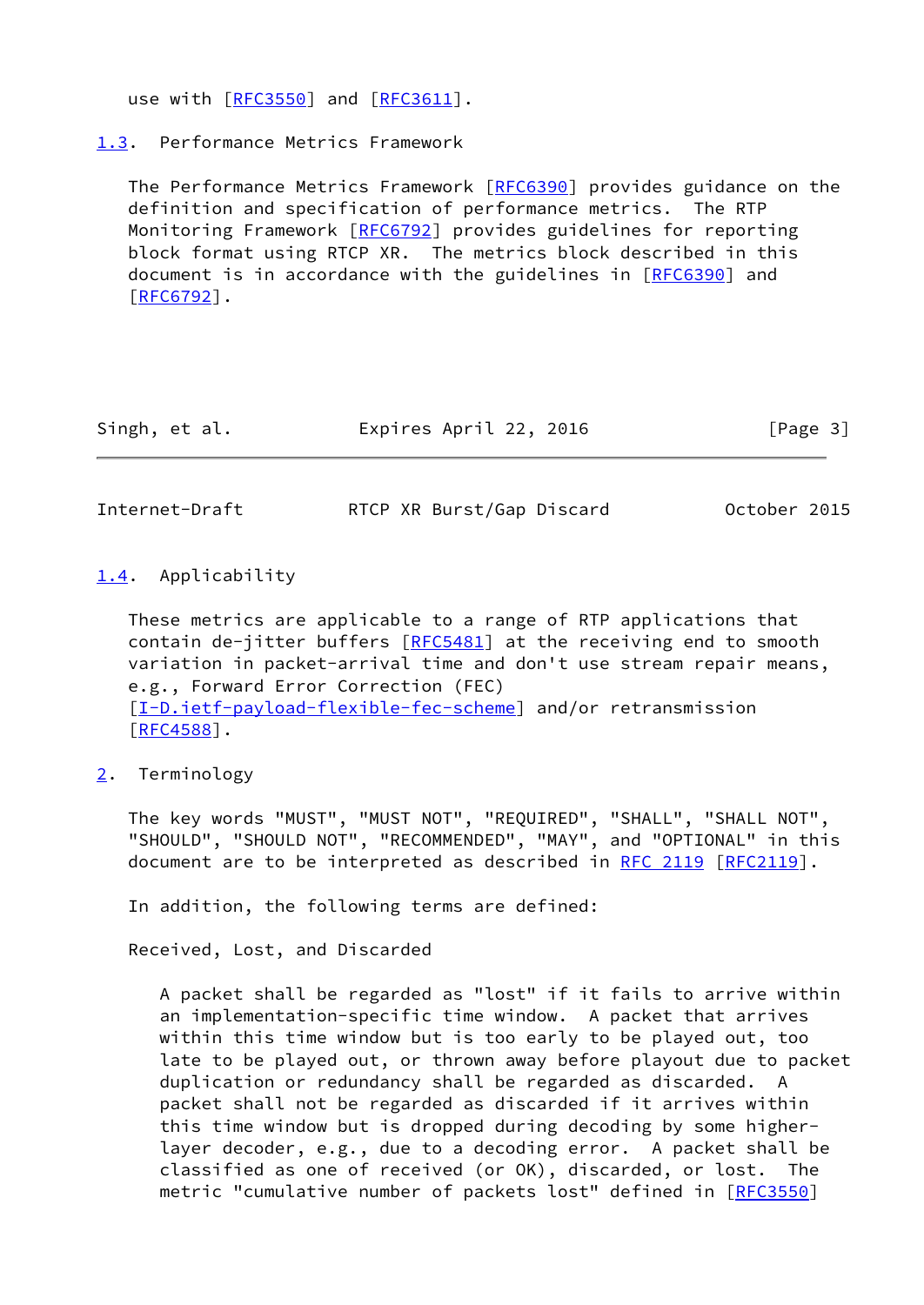use with [RFC3550] and [RFC3611].

### 1.3. Performance Metrics Framework

The Performance Metrics Framework [RFC6390] provides guidance on the definition and specification of performance metrics. The RTP Monitoring Framework [RFC6792] provides guidelines for reporting block format using RTCP XR. The metrics block described in this document is in accordance with the guidelines in [RFC6390] and [RFC6792].

### 1.4. Applicability

These metrics are applicable to a range of RTP applications that contain de-jitter buffers [RFC5481] at the receiving end to smooth variation in packet-arrival time and don't use stream repair means, e.g., Forward Error Correction (FEC) [I-D.ietf-payload-flexible-fec-scheme] and/or retransmission [RFC4588].

## 2. Terminology

The key words "MUST", "MUST NOT", "REQUIRED", "SHALL", "SHALL NOT", "SHOULD", "SHOULD NOT", "RECOMMENDED", "MAY", and "OPTIONAL" in this document are to be interpreted as described in RFC 2119 [RFC2119].

In addition, the following terms are defined:

Received, Lost, and Discarded

A packet shall be regarded as "lost" if it fails to arrive within an implementation-specific time window. A packet that arrives within this time window but is too early to be played out, too late to be played out, or thrown away before playout due to packet duplication or redundancy shall be regarded as discarded. A packet shall not be regarded as discarded if it arrives within this time window but is dropped during decoding by some higher-layer decoder, e.g., due to a decoding error. A packet shall be classified as one of received (or OK), discarded, or lost. The metric "cumulative number of packets lost" defined in [RFC3550]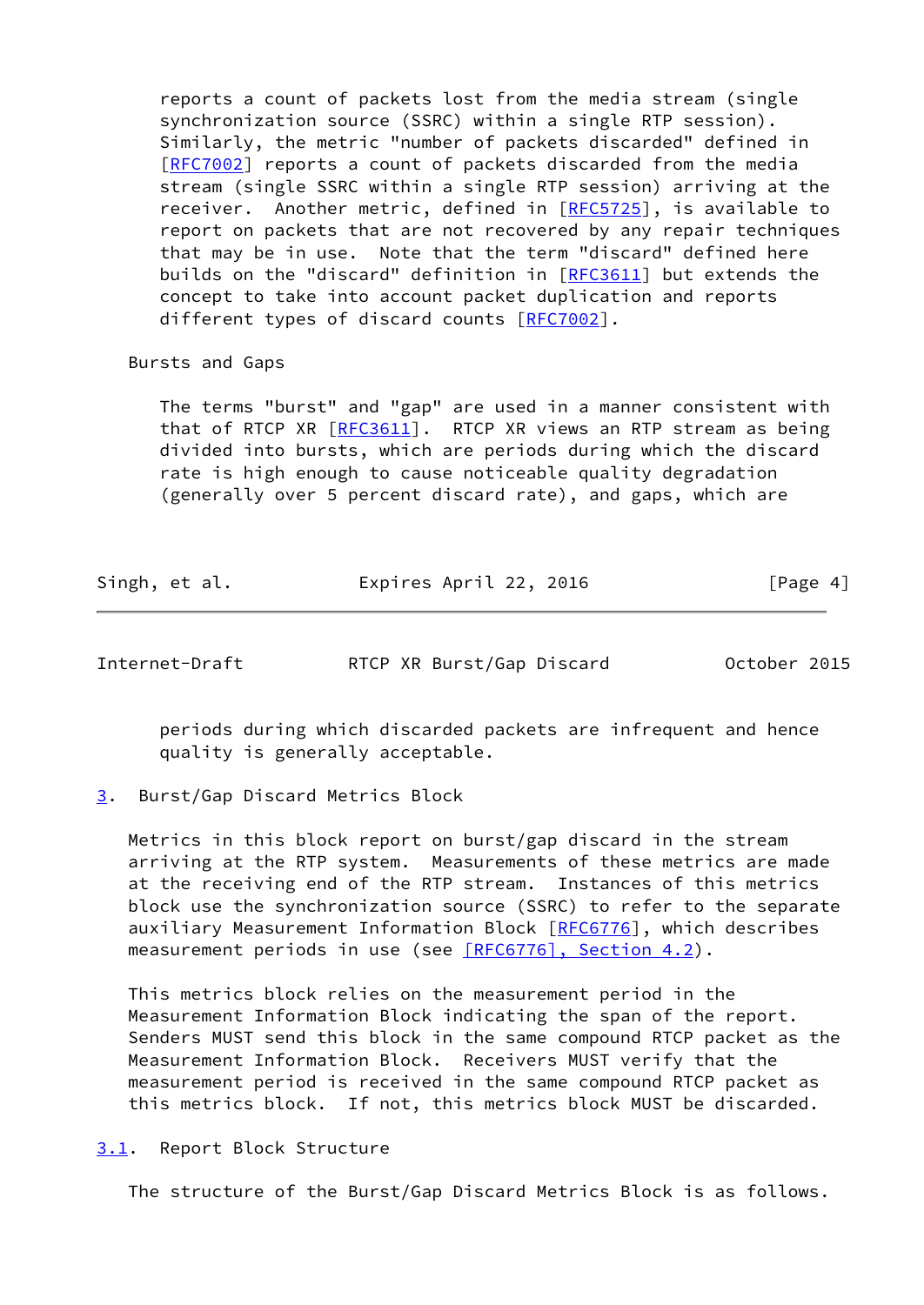reports a count of packets lost from the media stream (single synchronization source (SSRC) within a single RTP session). Similarly, the metric "number of packets discarded" defined in [RFC7002] reports a count of packets discarded from the media stream (single SSRC within a single RTP session) arriving at the receiver. Another metric, defined in [RFC5725], is available to report on packets that are not recovered by any repair techniques that may be in use. Note that the term "discard" defined here builds on the "discard" definition in [RFC3611] but extends the concept to take into account packet duplication and reports different types of discard counts [RFC7002].

Bursts and Gaps

The terms "burst" and "gap" are used in a manner consistent with that of RTCP XR [RFC3611]. RTCP XR views an RTP stream as being divided into bursts, which are periods during which the discard rate is high enough to cause noticeable quality degradation (generally over 5 percent discard rate), and gaps, which are periods during which discarded packets are infrequent and hence quality is generally acceptable.

## 3. Burst/Gap Discard Metrics Block

Metrics in this block report on burst/gap discard in the stream arriving at the RTP system. Measurements of these metrics are made at the receiving end of the RTP stream. Instances of this metrics block use the synchronization source (SSRC) to refer to the separate auxiliary Measurement Information Block [RFC6776], which describes measurement periods in use (see [RFC6776], Section 4.2).

This metrics block relies on the measurement period in the Measurement Information Block indicating the span of the report. Senders MUST send this block in the same compound RTCP packet as the Measurement Information Block. Receivers MUST verify that the measurement period is received in the same compound RTCP packet as this metrics block. If not, this metrics block MUST be discarded.

### 3.1. Report Block Structure

The structure of the Burst/Gap Discard Metrics Block is as follows.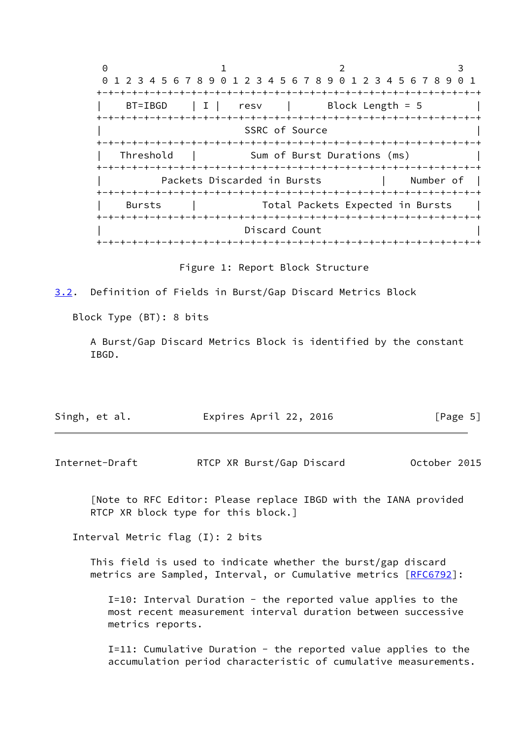```
 0                   1                   2                   3
 0 1 2 3 4 5 6 7 8 9 0 1 2 3 4 5 6 7 8 9 0 1 2 3 4 5 6 7 8 9 0 1
+-+-+-+-+-+-+-+-+-+-+-+-+-+-+-+-+-+-+-+-+-+-+-+-+-+-+-+-+-+-+-+-+
|    BT=IBGD    | I |   resv    |      Block Length = 5         |
+-+-+-+-+-+-+-+-+-+-+-+-+-+-+-+-+-+-+-+-+-+-+-+-+-+-+-+-+-+-+-+-+
|                        SSRC of Source                         |
+-+-+-+-+-+-+-+-+-+-+-+-+-+-+-+-+-+-+-+-+-+-+-+-+-+-+-+-+-+-+-+-+
|   Threshold   |         Sum of Burst Durations (ms)           |
+-+-+-+-+-+-+-+-+-+-+-+-+-+-+-+-+-+-+-+-+-+-+-+-+-+-+-+-+-+-+-+-+
|         Packets Discarded in Bursts           |    Number of  |
+-+-+-+-+-+-+-+-+-+-+-+-+-+-+-+-+-+-+-+-+-+-+-+-+-+-+-+-+-+-+-+-+
|    Bursts     |           Total Packets Expected in Bursts    |
+-+-+-+-+-+-+-+-+-+-+-+-+-+-+-+-+-+-+-+-+-+-+-+-+-+-+-+-+-+-+-+-+
|                        Discard Count                          |
+-+-+-+-+-+-+-+-+-+-+-+-+-+-+-+-+-+-+-+-+-+-+-+-+-+-+-+-+-+-+-+-+
```

Figure 1: Report Block Structure

### 3.2. Definition of Fields in Burst/Gap Discard Metrics Block

Block Type (BT): 8 bits

A Burst/Gap Discard Metrics Block is identified by the constant IBGD.

[Note to RFC Editor: Please replace IBGD with the IANA provided RTCP XR block type for this block.]

Interval Metric flag (I): 2 bits

This field is used to indicate whether the burst/gap discard metrics are Sampled, Interval, or Cumulative metrics [RFC6792]:

I=10: Interval Duration - the reported value applies to the most recent measurement interval duration between successive metrics reports.

I=11: Cumulative Duration - the reported value applies to the accumulation period characteristic of cumulative measurements.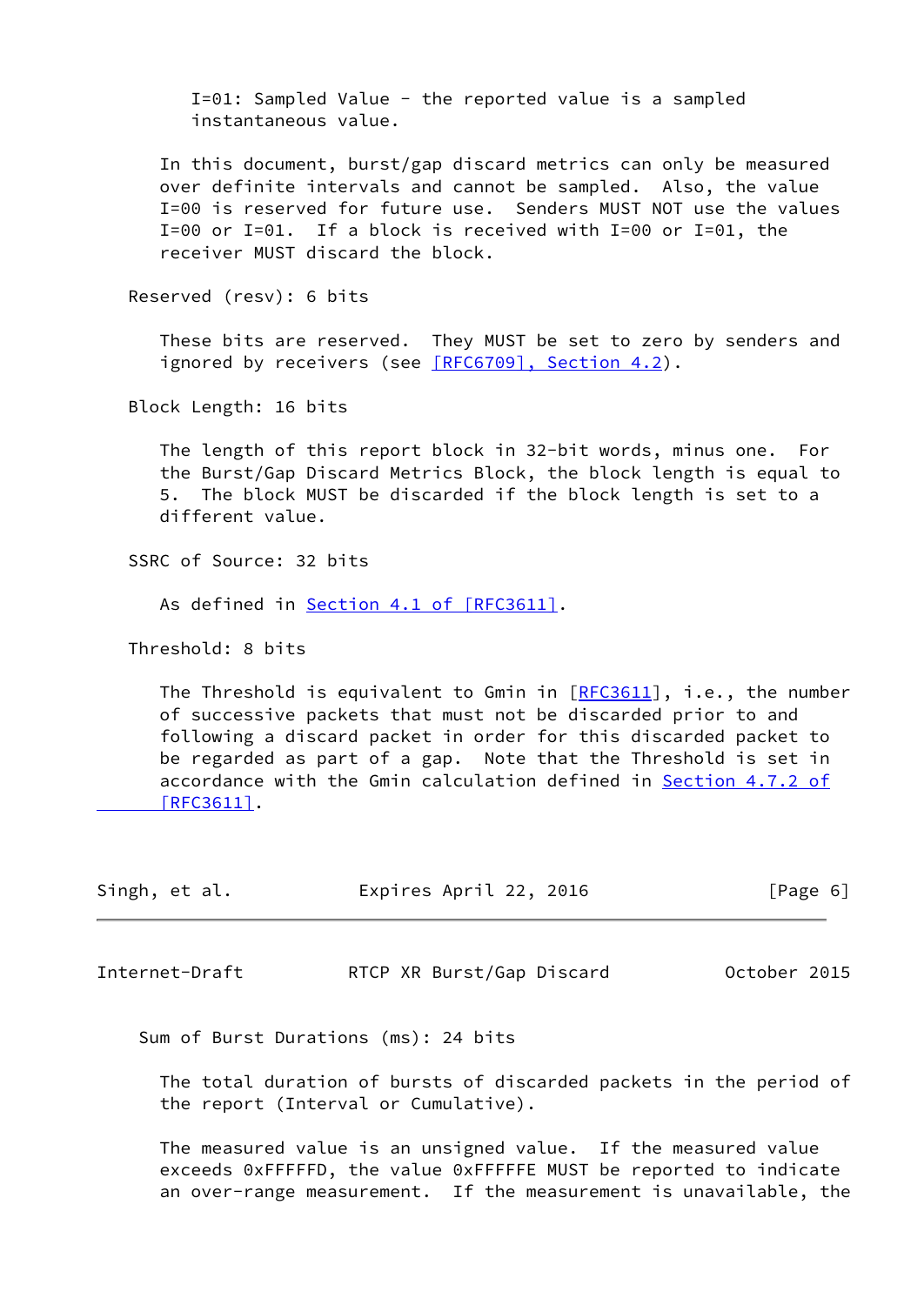I=01: Sampled Value - the reported value is a sampled instantaneous value.

In this document, burst/gap discard metrics can only be measured over definite intervals and cannot be sampled. Also, the value I=00 is reserved for future use. Senders MUST NOT use the values I=00 or I=01. If a block is received with I=00 or I=01, the receiver MUST discard the block.

Reserved (resv): 6 bits

These bits are reserved. They MUST be set to zero by senders and ignored by receivers (see [RFC6709], Section 4.2).

Block Length: 16 bits

The length of this report block in 32-bit words, minus one. For the Burst/Gap Discard Metrics Block, the block length is equal to 5. The block MUST be discarded if the block length is set to a different value.

SSRC of Source: 32 bits

As defined in Section 4.1 of [RFC3611].

Threshold: 8 bits

The Threshold is equivalent to Gmin in [RFC3611], i.e., the number of successive packets that must not be discarded prior to and following a discard packet in order for this discarded packet to be regarded as part of a gap. Note that the Threshold is set in accordance with the Gmin calculation defined in Section 4.7.2 of [RFC3611].

Sum of Burst Durations (ms): 24 bits

The total duration of bursts of discarded packets in the period of the report (Interval or Cumulative).

The measured value is an unsigned value. If the measured value exceeds 0xFFFFFD, the value 0xFFFFFE MUST be reported to indicate an over-range measurement. If the measurement is unavailable, the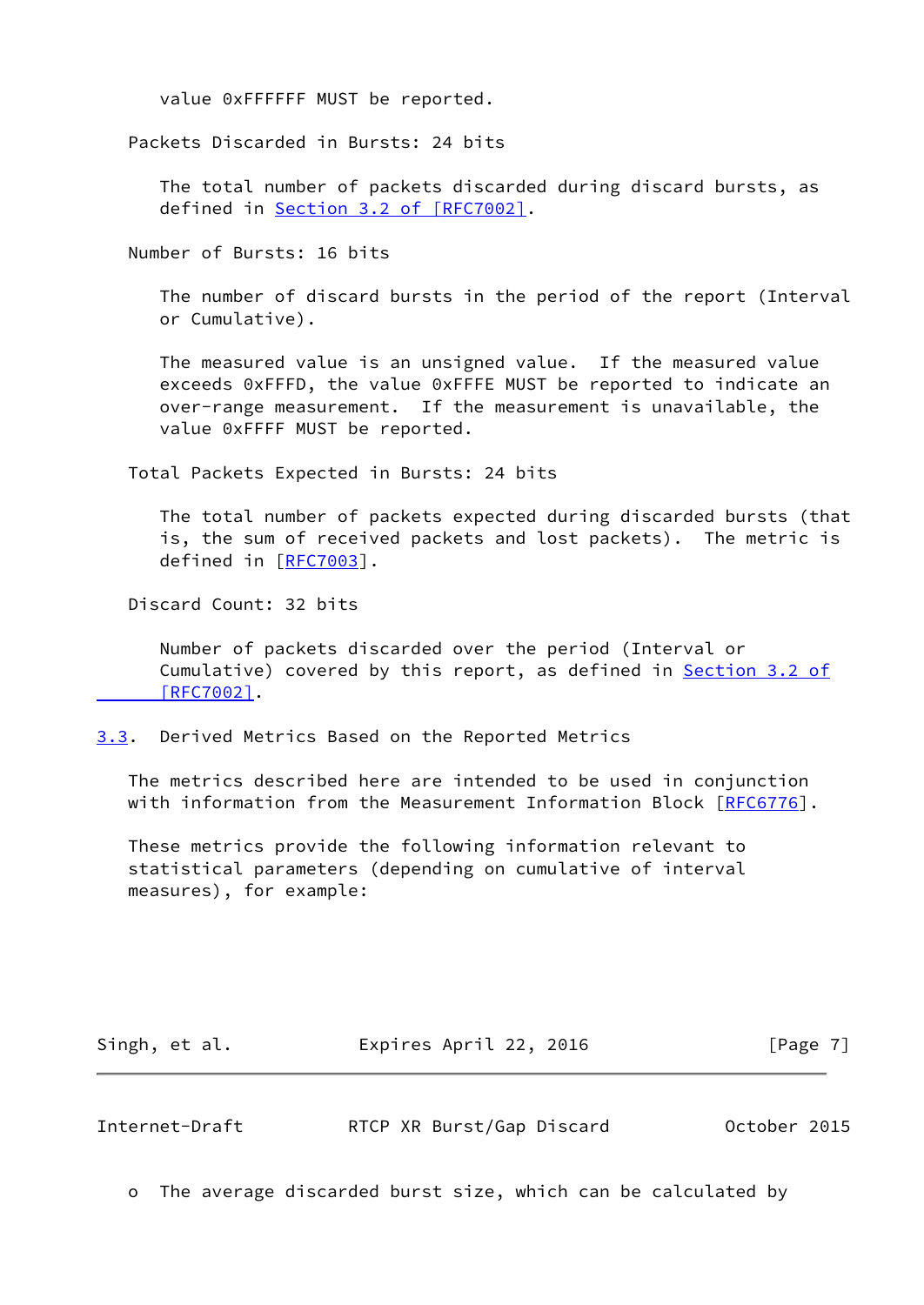value 0xFFFFFF MUST be reported.

Packets Discarded in Bursts: 24 bits

The total number of packets discarded during discard bursts, as defined in Section 3.2 of [RFC7002].

Number of Bursts: 16 bits

The number of discard bursts in the period of the report (Interval or Cumulative).

The measured value is an unsigned value. If the measured value exceeds 0xFFFD, the value 0xFFFE MUST be reported to indicate an over-range measurement. If the measurement is unavailable, the value 0xFFFF MUST be reported.

Total Packets Expected in Bursts: 24 bits

The total number of packets expected during discarded bursts (that is, the sum of received packets and lost packets). The metric is defined in [RFC7003].

Discard Count: 32 bits

Number of packets discarded over the period (Interval or Cumulative) covered by this report, as defined in Section 3.2 of [RFC7002].

### 3.3. Derived Metrics Based on the Reported Metrics

The metrics described here are intended to be used in conjunction with information from the Measurement Information Block [RFC6776].

These metrics provide the following information relevant to statistical parameters (depending on cumulative of interval measures), for example:

- The average discarded burst size, which can be calculated by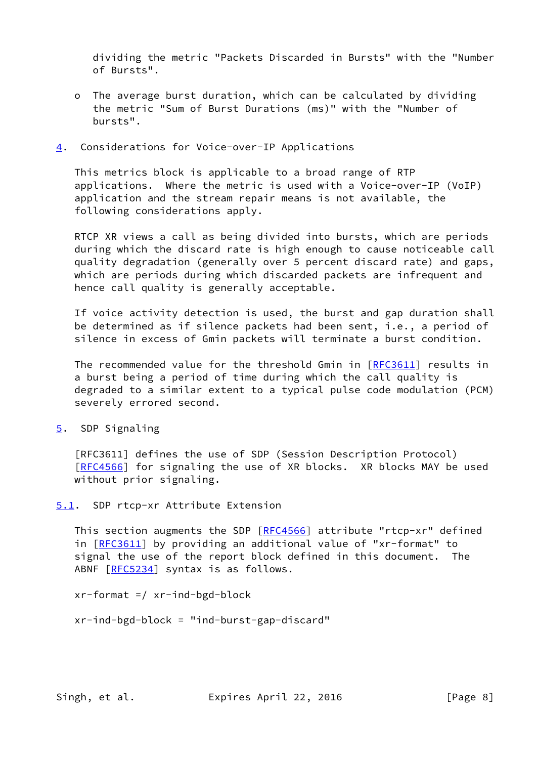dividing the metric "Packets Discarded in Bursts" with the "Number of Bursts".

- The average burst duration, which can be calculated by dividing the metric "Sum of Burst Durations (ms)" with the "Number of bursts".

## 4. Considerations for Voice-over-IP Applications

This metrics block is applicable to a broad range of RTP applications. Where the metric is used with a Voice-over-IP (VoIP) application and the stream repair means is not available, the following considerations apply.

RTCP XR views a call as being divided into bursts, which are periods during which the discard rate is high enough to cause noticeable call quality degradation (generally over 5 percent discard rate) and gaps, which are periods during which discarded packets are infrequent and hence call quality is generally acceptable.

If voice activity detection is used, the burst and gap duration shall be determined as if silence packets had been sent, i.e., a period of silence in excess of Gmin packets will terminate a burst condition.

The recommended value for the threshold Gmin in [RFC3611] results in a burst being a period of time during which the call quality is degraded to a similar extent to a typical pulse code modulation (PCM) severely errored second.

## 5. SDP Signaling

[RFC3611] defines the use of SDP (Session Description Protocol) [RFC4566] for signaling the use of XR blocks. XR blocks MAY be used without prior signaling.

### 5.1. SDP rtcp-xr Attribute Extension

This section augments the SDP [RFC4566] attribute "rtcp-xr" defined in [RFC3611] by providing an additional value of "xr-format" to signal the use of the report block defined in this document. The ABNF [RFC5234] syntax is as follows.

```
xr-format =/ xr-ind-bgd-block

xr-ind-bgd-block = "ind-burst-gap-discard"
```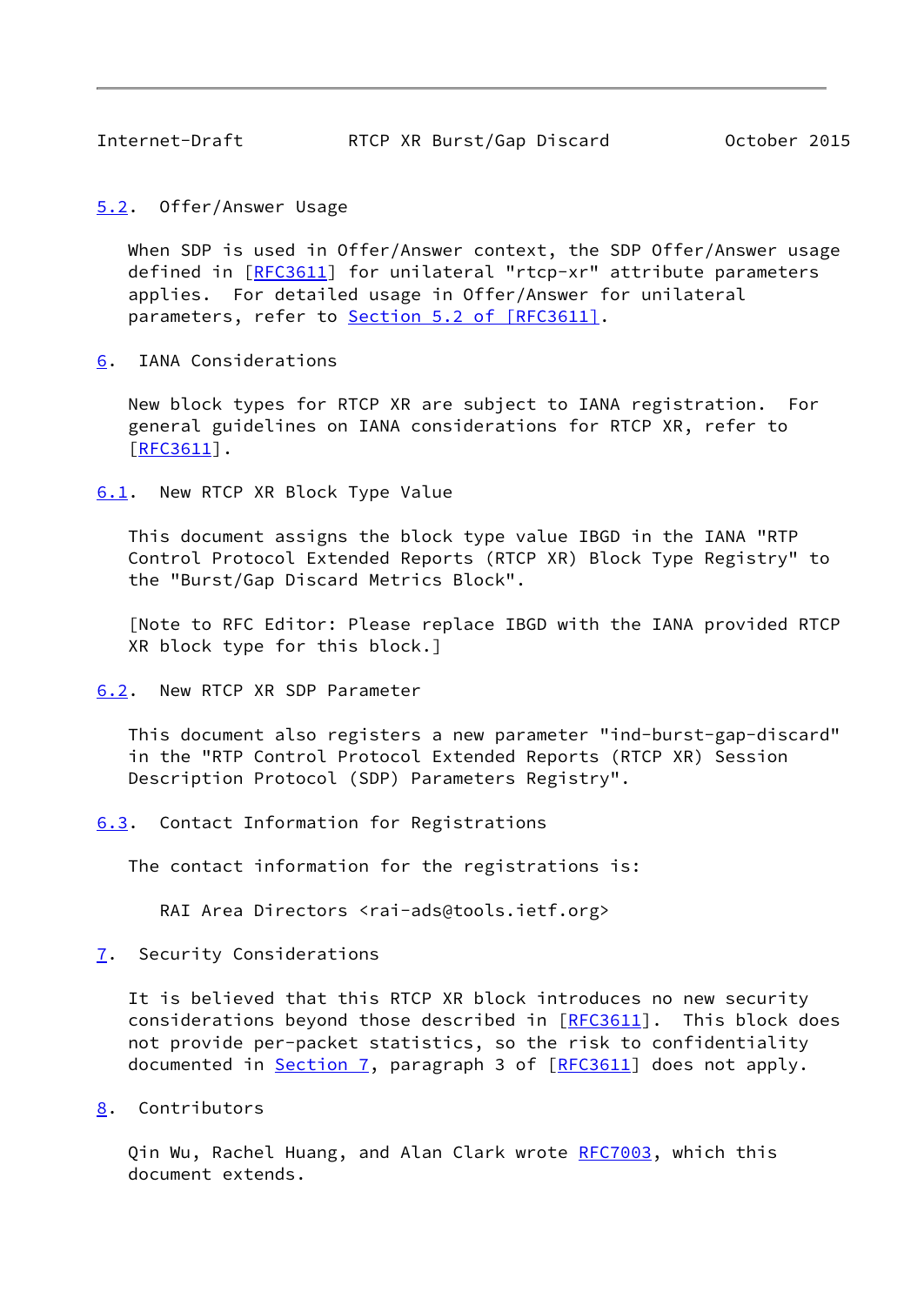### 5.2. Offer/Answer Usage

When SDP is used in Offer/Answer context, the SDP Offer/Answer usage defined in [RFC3611] for unilateral "rtcp-xr" attribute parameters applies. For detailed usage in Offer/Answer for unilateral parameters, refer to Section 5.2 of [RFC3611].

## 6. IANA Considerations

New block types for RTCP XR are subject to IANA registration. For general guidelines on IANA considerations for RTCP XR, refer to [RFC3611].

### 6.1. New RTCP XR Block Type Value

This document assigns the block type value IBGD in the IANA "RTP Control Protocol Extended Reports (RTCP XR) Block Type Registry" to the "Burst/Gap Discard Metrics Block".

[Note to RFC Editor: Please replace IBGD with the IANA provided RTCP XR block type for this block.]

### 6.2. New RTCP XR SDP Parameter

This document also registers a new parameter "ind-burst-gap-discard" in the "RTP Control Protocol Extended Reports (RTCP XR) Session Description Protocol (SDP) Parameters Registry".

### 6.3. Contact Information for Registrations

The contact information for the registrations is:

RAI Area Directors <rai-ads@tools.ietf.org>

## 7. Security Considerations

It is believed that this RTCP XR block introduces no new security considerations beyond those described in [RFC3611]. This block does not provide per-packet statistics, so the risk to confidentiality documented in Section 7, paragraph 3 of [RFC3611] does not apply.

## 8. Contributors

Qin Wu, Rachel Huang, and Alan Clark wrote RFC7003, which this document extends.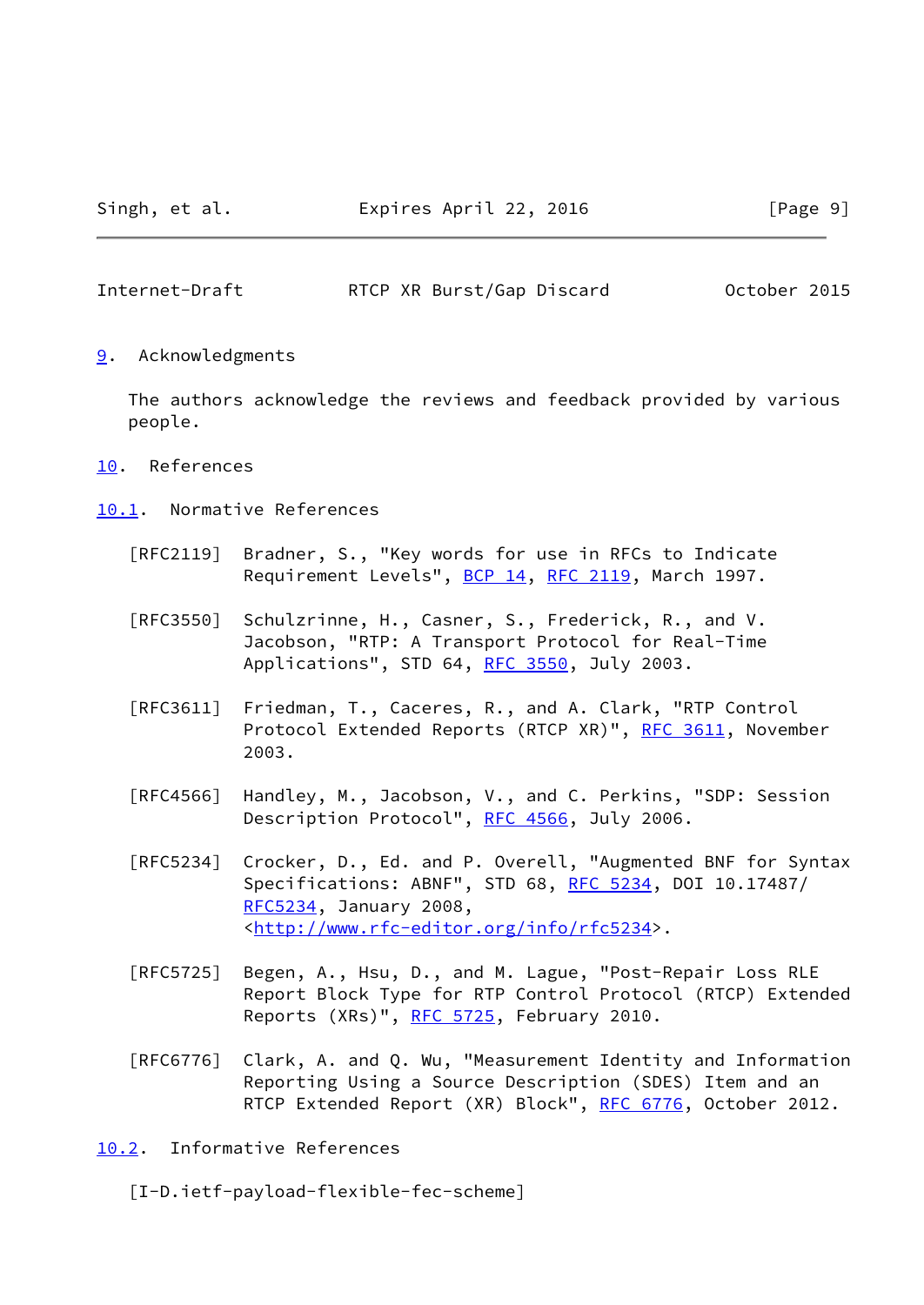## 9. Acknowledgments

The authors acknowledge the reviews and feedback provided by various people.

## 10. References

### 10.1. Normative References

[RFC2119] Bradner, S., "Key words for use in RFCs to Indicate Requirement Levels", BCP 14, RFC 2119, March 1997.

[RFC3550] Schulzrinne, H., Casner, S., Frederick, R., and V. Jacobson, "RTP: A Transport Protocol for Real-Time Applications", STD 64, RFC 3550, July 2003.

[RFC3611] Friedman, T., Caceres, R., and A. Clark, "RTP Control Protocol Extended Reports (RTCP XR)", RFC 3611, November 2003.

[RFC4566] Handley, M., Jacobson, V., and C. Perkins, "SDP: Session Description Protocol", RFC 4566, July 2006.

[RFC5234] Crocker, D., Ed. and P. Overell, "Augmented BNF for Syntax Specifications: ABNF", STD 68, RFC 5234, DOI 10.17487/RFC5234, January 2008, <http://www.rfc-editor.org/info/rfc5234>.

[RFC5725] Begen, A., Hsu, D., and M. Lague, "Post-Repair Loss RLE Report Block Type for RTP Control Protocol (RTCP) Extended Reports (XRs)", RFC 5725, February 2010.

[RFC6776] Clark, A. and Q. Wu, "Measurement Identity and Information Reporting Using a Source Description (SDES) Item and an RTCP Extended Report (XR) Block", RFC 6776, October 2012.

### 10.2. Informative References

[I-D.ietf-payload-flexible-fec-scheme]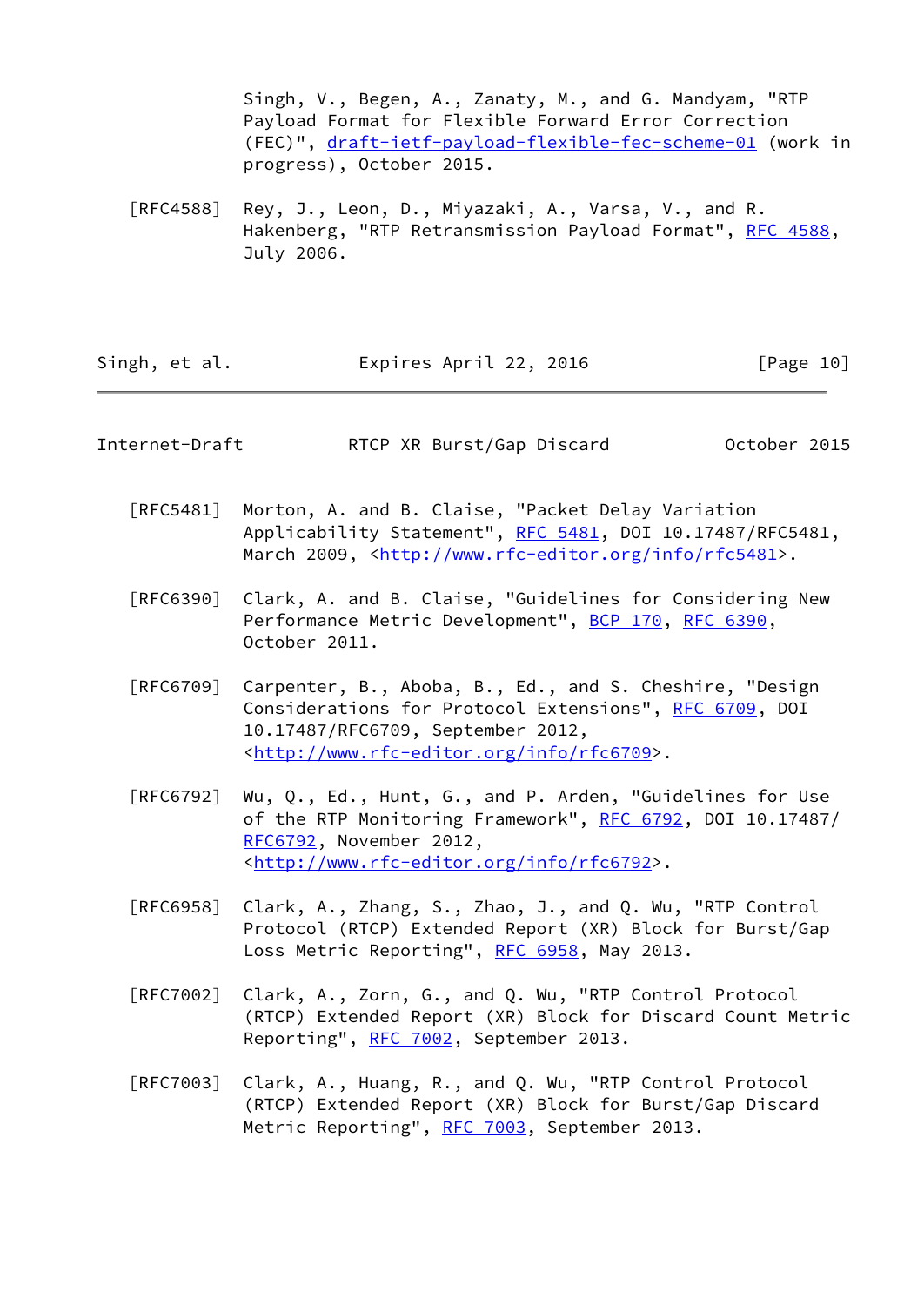Singh, V., Begen, A., Zanaty, M., and G. Mandyam, "RTP Payload Format for Flexible Forward Error Correction (FEC)", draft-ietf-payload-flexible-fec-scheme-01 (work in progress), October 2015.

[RFC4588] Rey, J., Leon, D., Miyazaki, A., Varsa, V., and R. Hakenberg, "RTP Retransmission Payload Format", RFC 4588, July 2006.

[RFC5481] Morton, A. and B. Claise, "Packet Delay Variation Applicability Statement", RFC 5481, DOI 10.17487/RFC5481, March 2009, <http://www.rfc-editor.org/info/rfc5481>.

[RFC6390] Clark, A. and B. Claise, "Guidelines for Considering New Performance Metric Development", BCP 170, RFC 6390, October 2011.

[RFC6709] Carpenter, B., Aboba, B., Ed., and S. Cheshire, "Design Considerations for Protocol Extensions", RFC 6709, DOI 10.17487/RFC6709, September 2012, <http://www.rfc-editor.org/info/rfc6709>.

[RFC6792] Wu, Q., Ed., Hunt, G., and P. Arden, "Guidelines for Use of the RTP Monitoring Framework", RFC 6792, DOI 10.17487/RFC6792, November 2012, <http://www.rfc-editor.org/info/rfc6792>.

[RFC6958] Clark, A., Zhang, S., Zhao, J., and Q. Wu, "RTP Control Protocol (RTCP) Extended Report (XR) Block for Burst/Gap Loss Metric Reporting", RFC 6958, May 2013.

[RFC7002] Clark, A., Zorn, G., and Q. Wu, "RTP Control Protocol (RTCP) Extended Report (XR) Block for Discard Count Metric Reporting", RFC 7002, September 2013.

[RFC7003] Clark, A., Huang, R., and Q. Wu, "RTP Control Protocol (RTCP) Extended Report (XR) Block for Burst/Gap Discard Metric Reporting", RFC 7003, September 2013.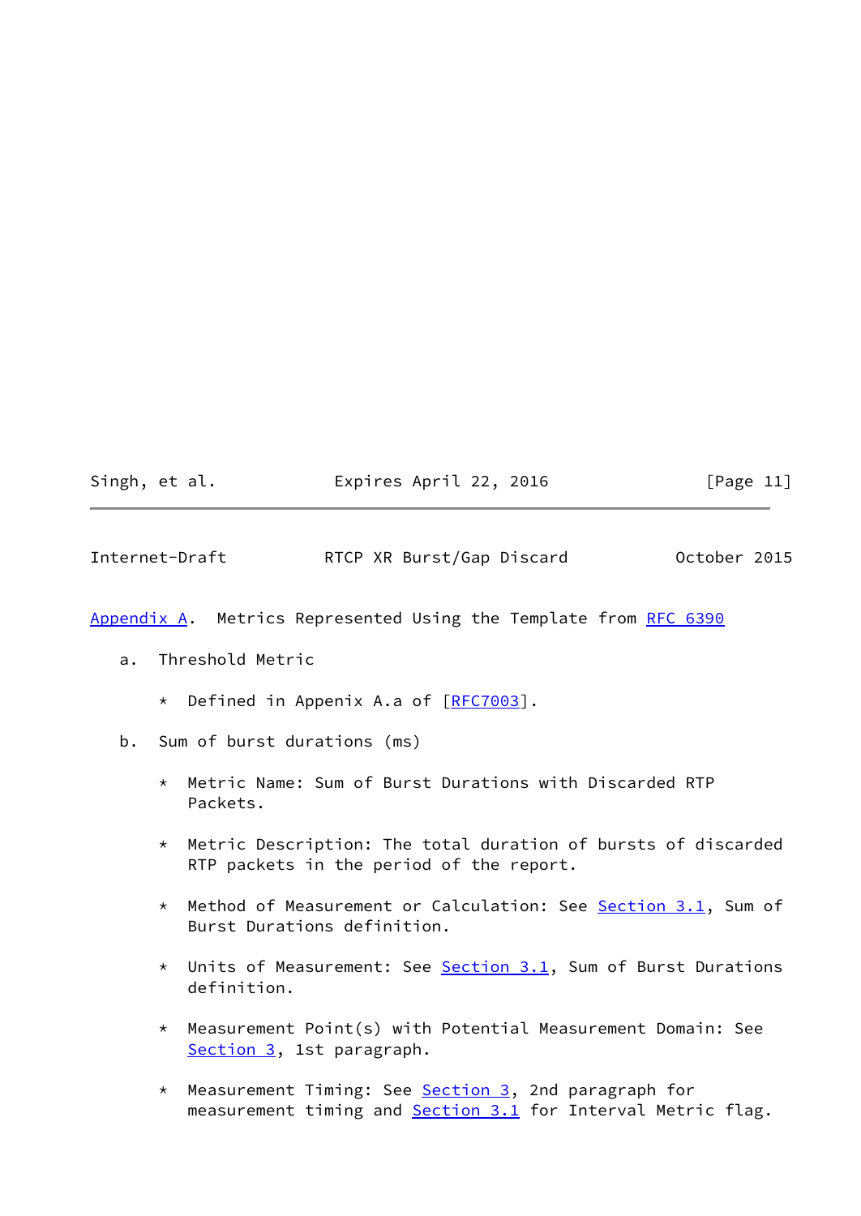## Appendix A. Metrics Represented Using the Template from RFC 6390

a. Threshold Metric

   * Defined in Appenix A.a of [RFC7003].

b. Sum of burst durations (ms)

   * Metric Name: Sum of Burst Durations with Discarded RTP Packets.

   * Metric Description: The total duration of bursts of discarded RTP packets in the period of the report.

   * Method of Measurement or Calculation: See Section 3.1, Sum of Burst Durations definition.

   * Units of Measurement: See Section 3.1, Sum of Burst Durations definition.

   * Measurement Point(s) with Potential Measurement Domain: See Section 3, 1st paragraph.

   * Measurement Timing: See Section 3, 2nd paragraph for measurement timing and Section 3.1 for Interval Metric flag.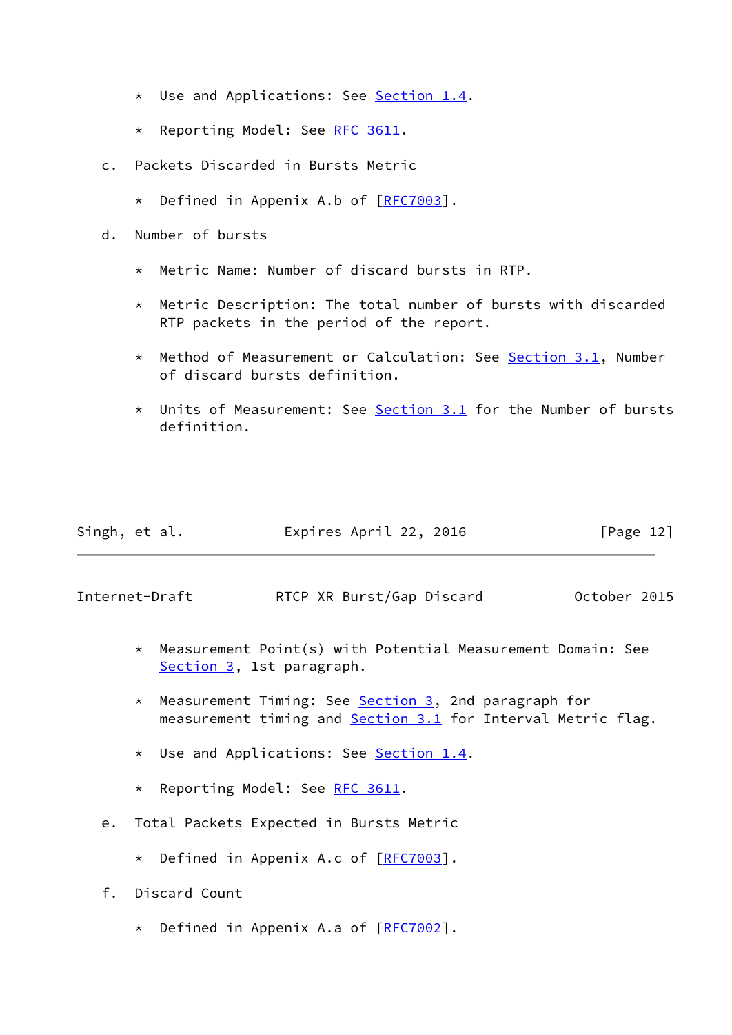* Use and Applications: See Section 1.4.

* Reporting Model: See RFC 3611.

c. Packets Discarded in Bursts Metric

* Defined in Appenix A.b of [RFC7003].

d. Number of bursts

* Metric Name: Number of discard bursts in RTP.

* Metric Description: The total number of bursts with discarded RTP packets in the period of the report.

* Method of Measurement or Calculation: See Section 3.1, Number of discard bursts definition.

* Units of Measurement: See Section 3.1 for the Number of bursts definition.

* Measurement Point(s) with Potential Measurement Domain: See Section 3, 1st paragraph.

* Measurement Timing: See Section 3, 2nd paragraph for measurement timing and Section 3.1 for Interval Metric flag.

* Use and Applications: See Section 1.4.

* Reporting Model: See RFC 3611.

e. Total Packets Expected in Bursts Metric

* Defined in Appenix A.c of [RFC7003].

f. Discard Count

* Defined in Appenix A.a of [RFC7002].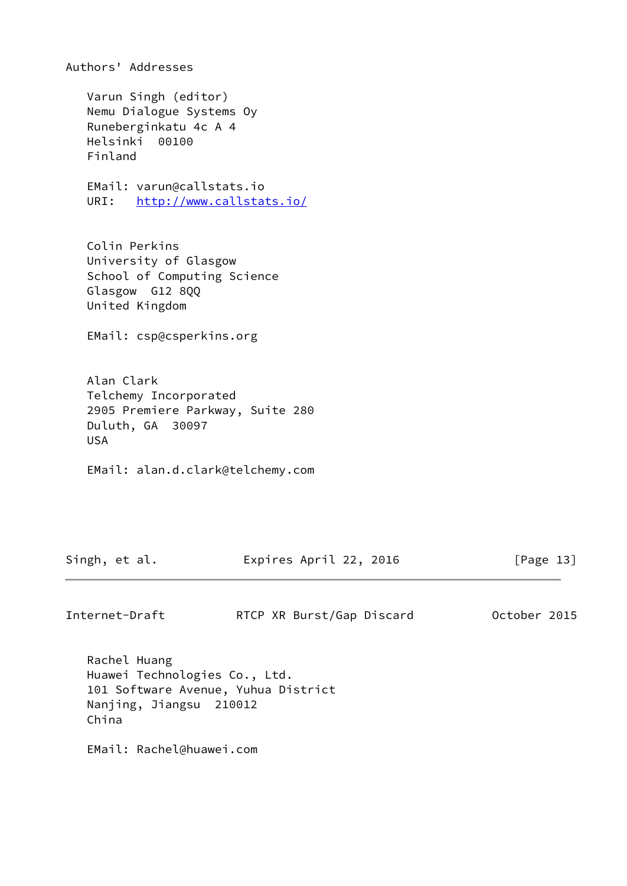# Authors' Addresses

Varun Singh (editor)
Nemu Dialogue Systems Oy
Runeberginkatu 4c A 4
Helsinki  00100
Finland

EMail: varun@callstats.io
URI:   http://www.callstats.io/

Colin Perkins
University of Glasgow
School of Computing Science
Glasgow  G12 8QQ
United Kingdom

EMail: csp@csperkins.org

Alan Clark
Telchemy Incorporated
2905 Premiere Parkway, Suite 280
Duluth, GA  30097
USA

EMail: alan.d.clark@telchemy.com

Rachel Huang
Huawei Technologies Co., Ltd.
101 Software Avenue, Yuhua District
Nanjing, Jiangsu  210012
China

EMail: Rachel@huawei.com